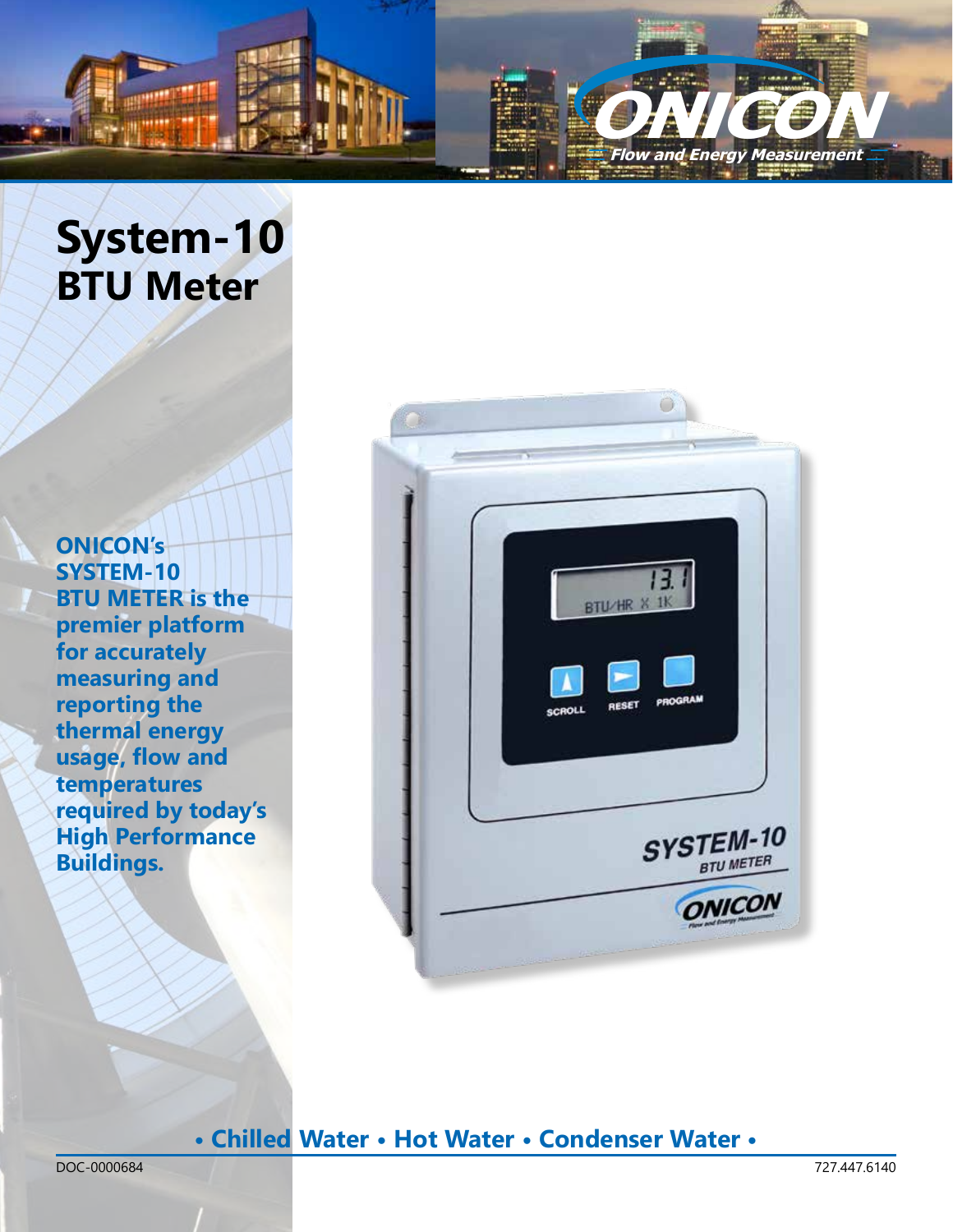# System-10
## BTU Meter

**ONICON's SYSTEM-10 BTU METER is the premier platform for accurately measuring and reporting the thermal energy usage, flow and temperatures required by today's High Performance Buildings.**

**• Chilled Water • Hot Water • Condenser Water •**

DOC-0000684

727.447.6140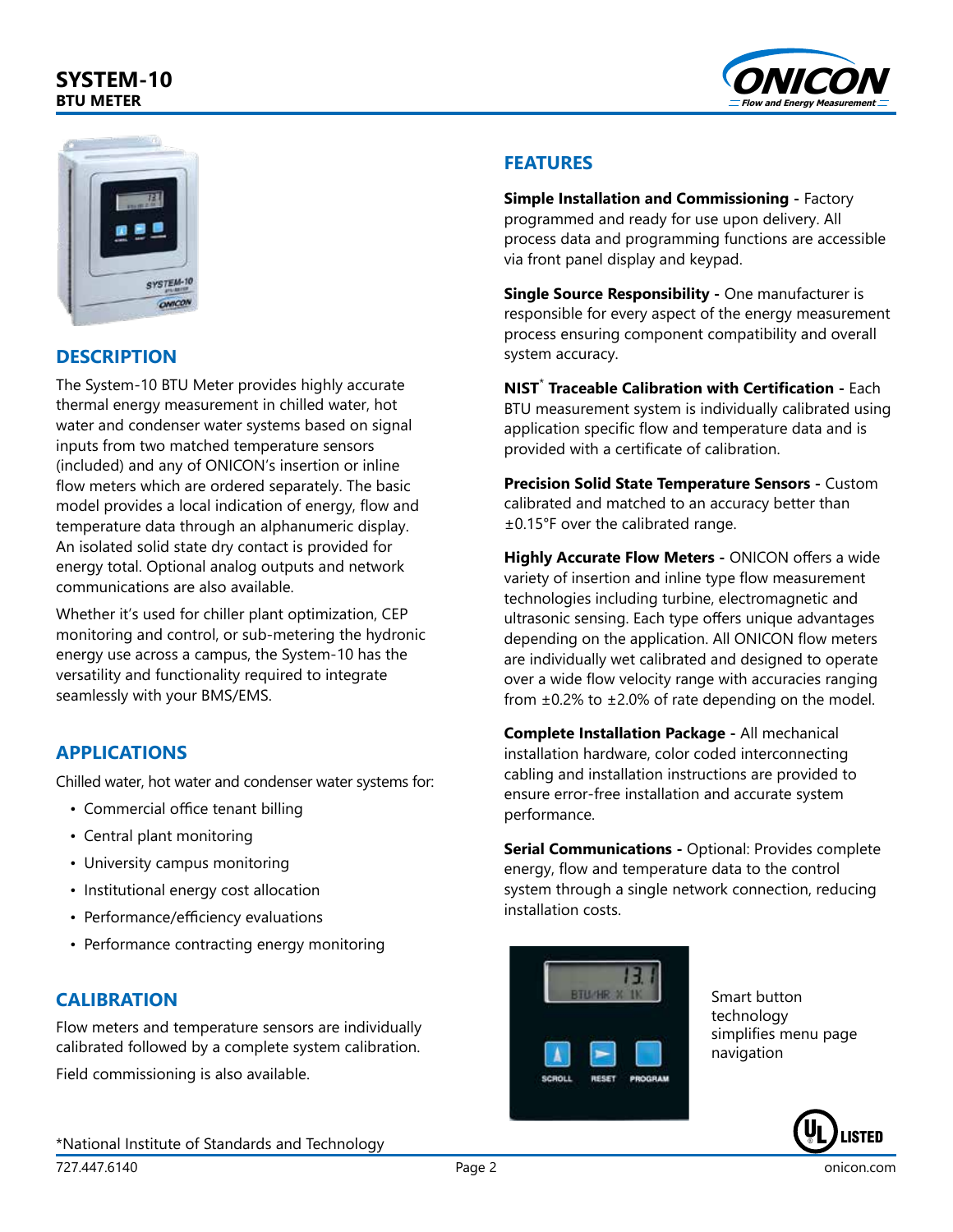# SYSTEM-10
## BTU METER

## DESCRIPTION

The System-10 BTU Meter provides highly accurate thermal energy measurement in chilled water, hot water and condenser water systems based on signal inputs from two matched temperature sensors (included) and any of ONICON's insertion or inline flow meters which are ordered separately. The basic model provides a local indication of energy, flow and temperature data through an alphanumeric display. An isolated solid state dry contact is provided for energy total. Optional analog outputs and network communications are also available.

Whether it's used for chiller plant optimization, CEP monitoring and control, or sub-metering the hydronic energy use across a campus, the System-10 has the versatility and functionality required to integrate seamlessly with your BMS/EMS.

## APPLICATIONS

Chilled water, hot water and condenser water systems for:

- Commercial office tenant billing
- Central plant monitoring
- University campus monitoring
- Institutional energy cost allocation
- Performance/efficiency evaluations
- Performance contracting energy monitoring

## CALIBRATION

Flow meters and temperature sensors are individually calibrated followed by a complete system calibration.

Field commissioning is also available.

## FEATURES

**Simple Installation and Commissioning -** Factory programmed and ready for use upon delivery. All process data and programming functions are accessible via front panel display and keypad.

**Single Source Responsibility -** One manufacturer is responsible for every aspect of the energy measurement process ensuring component compatibility and overall system accuracy.

**NIST* Traceable Calibration with Certification -** Each BTU measurement system is individually calibrated using application specific flow and temperature data and is provided with a certificate of calibration.

**Precision Solid State Temperature Sensors -** Custom calibrated and matched to an accuracy better than ±0.15°F over the calibrated range.

**Highly Accurate Flow Meters -** ONICON offers a wide variety of insertion and inline type flow measurement technologies including turbine, electromagnetic and ultrasonic sensing. Each type offers unique advantages depending on the application. All ONICON flow meters are individually wet calibrated and designed to operate over a wide flow velocity range with accuracies ranging from ±0.2% to ±2.0% of rate depending on the model.

**Complete Installation Package -** All mechanical installation hardware, color coded interconnecting cabling and installation instructions are provided to ensure error-free installation and accurate system performance.

**Serial Communications -** Optional: Provides complete energy, flow and temperature data to the control system through a single network connection, reducing installation costs.

Smart button technology simplifies menu page navigation

*National Institute of Standards and Technology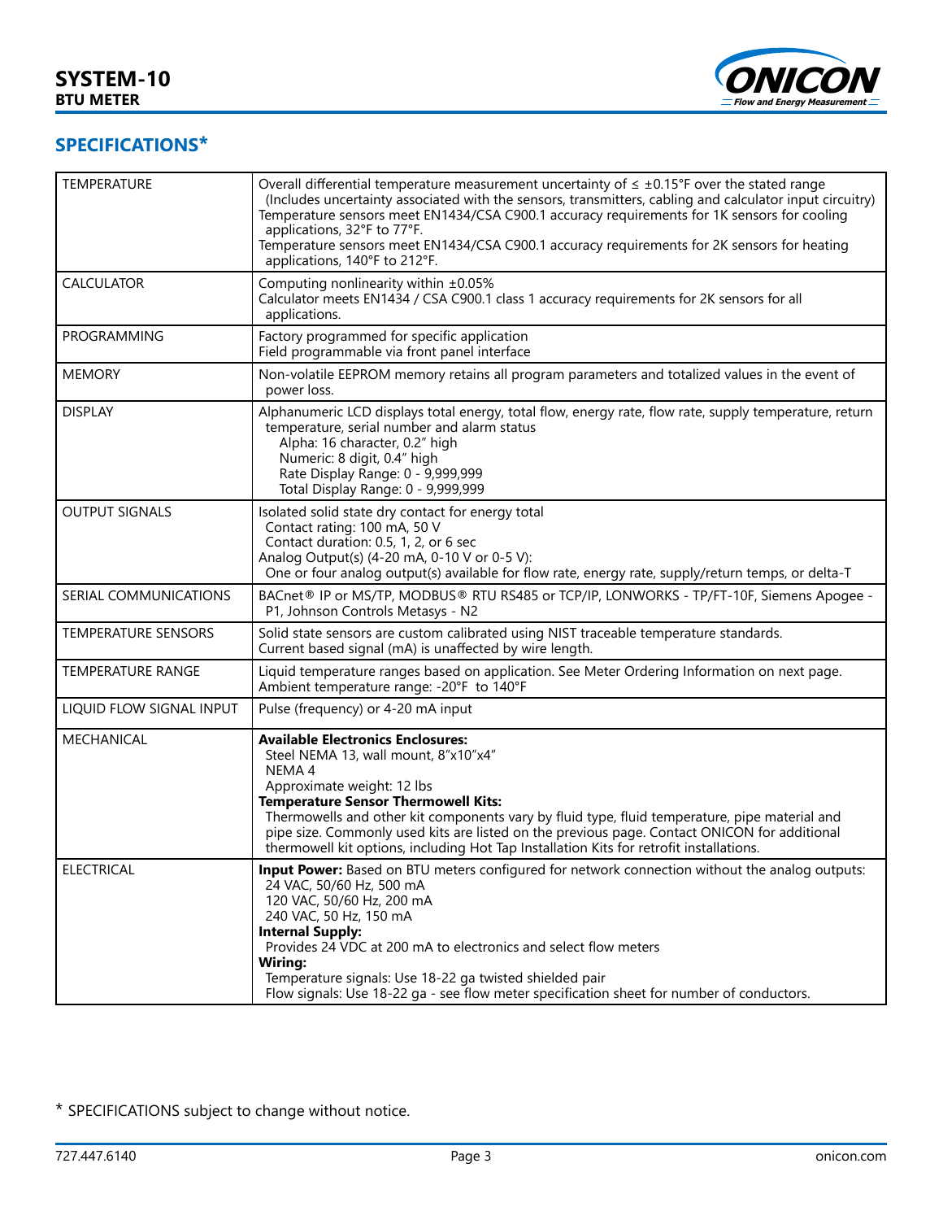# SYSTEM-10

**BTU METER**

## SPECIFICATIONS*

| | |
|---|---|
| TEMPERATURE | Overall differential temperature measurement uncertainty of ≤ ±0.15°F over the stated range (Includes uncertainty associated with the sensors, transmitters, cabling and calculator input circuitry)<br>Temperature sensors meet EN1434/CSA C900.1 accuracy requirements for 1K sensors for cooling applications, 32°F to 77°F.<br>Temperature sensors meet EN1434/CSA C900.1 accuracy requirements for 2K sensors for heating applications, 140°F to 212°F. |
| CALCULATOR | Computing nonlinearity within ±0.05%<br>Calculator meets EN1434 / CSA C900.1 class 1 accuracy requirements for 2K sensors for all applications. |
| PROGRAMMING | Factory programmed for specific application<br>Field programmable via front panel interface |
| MEMORY | Non-volatile EEPROM memory retains all program parameters and totalized values in the event of power loss. |
| DISPLAY | Alphanumeric LCD displays total energy, total flow, energy rate, flow rate, supply temperature, return temperature, serial number and alarm status<br>Alpha: 16 character, 0.2" high<br>Numeric: 8 digit, 0.4" high<br>Rate Display Range: 0 - 9,999,999<br>Total Display Range: 0 - 9,999,999 |
| OUTPUT SIGNALS | Isolated solid state dry contact for energy total<br>Contact rating: 100 mA, 50 V<br>Contact duration: 0.5, 1, 2, or 6 sec<br>Analog Output(s) (4-20 mA, 0-10 V or 0-5 V):<br>One or four analog output(s) available for flow rate, energy rate, supply/return temps, or delta-T |
| SERIAL COMMUNICATIONS | BACnet® IP or MS/TP, MODBUS® RTU RS485 or TCP/IP, LONWORKS - TP/FT-10F, Siemens Apogee - P1, Johnson Controls Metasys - N2 |
| TEMPERATURE SENSORS | Solid state sensors are custom calibrated using NIST traceable temperature standards.<br>Current based signal (mA) is unaffected by wire length. |
| TEMPERATURE RANGE | Liquid temperature ranges based on application. See Meter Ordering Information on next page.<br>Ambient temperature range: -20°F to 140°F |
| LIQUID FLOW SIGNAL INPUT | Pulse (frequency) or 4-20 mA input |
| MECHANICAL | **Available Electronics Enclosures:**<br>Steel NEMA 13, wall mount, 8"x10"x4"<br>NEMA 4<br>Approximate weight: 12 lbs<br>**Temperature Sensor Thermowell Kits:**<br>Thermowells and other kit components vary by fluid type, fluid temperature, pipe material and pipe size. Commonly used kits are listed on the previous page. Contact ONICON for additional thermowell kit options, including Hot Tap Installation Kits for retrofit installations. |
| ELECTRICAL | **Input Power:** Based on BTU meters configured for network connection without the analog outputs:<br>24 VAC, 50/60 Hz, 500 mA<br>120 VAC, 50/60 Hz, 200 mA<br>240 VAC, 50 Hz, 150 mA<br>**Internal Supply:**<br>Provides 24 VDC at 200 mA to electronics and select flow meters<br>**Wiring:**<br>Temperature signals: Use 18-22 ga twisted shielded pair<br>Flow signals: Use 18-22 ga - see flow meter specification sheet for number of conductors. |

* SPECIFICATIONS subject to change without notice.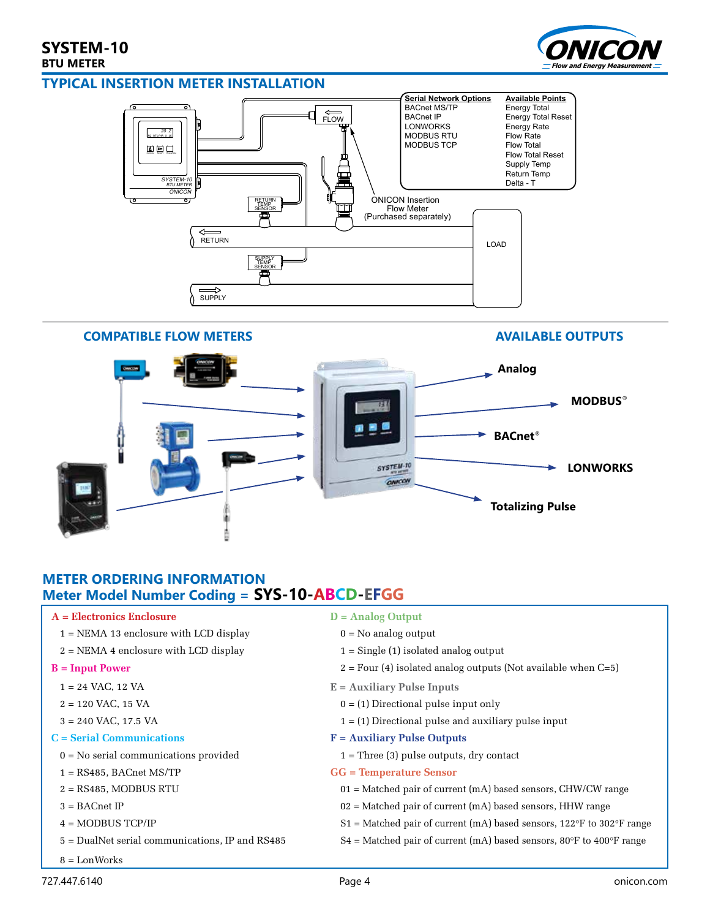# SYSTEM-10

**BTU METER**

## TYPICAL INSERTION METER INSTALLATION

FLOW

**Serial Network Options**
BACnet MS/TP
BACnet IP
LONWORKS
MODBUS RTU
MODBUS TCP

**Available Points**
Energy Total
Energy Total Reset
Energy Rate
Flow Rate
Flow Total
Flow Total Reset
Supply Temp
Return Temp
Delta - T

SYSTEM-10
BTU METER
ONICON

RETURN TEMP SENSOR

ONICON Insertion Flow Meter (Purchased separately)

RETURN

LOAD

SUPPLY TEMP SENSOR

SUPPLY

## COMPATIBLE FLOW METERS

## AVAILABLE OUTPUTS

**Analog**

**MODBUS®**

**BACnet®**

**LONWORKS**

**Totalizing Pulse**

## METER ORDERING INFORMATION

## Meter Model Number Coding = SYS-10-ABCD-EFGG

**A = Electronics Enclosure**
- 1 = NEMA 13 enclosure with LCD display
- 2 = NEMA 4 enclosure with LCD display

**B = Input Power**
- 1 = 24 VAC, 12 VA
- 2 = 120 VAC, 15 VA
- 3 = 240 VAC, 17.5 VA

**C = Serial Communications**
- 0 = No serial communications provided
- 1 = RS485, BACnet MS/TP
- 2 = RS485, MODBUS RTU
- 3 = BACnet IP
- 4 = MODBUS TCP/IP
- 5 = DualNet serial communications, IP and RS485
- 8 = LonWorks

**D = Analog Output**
- 0 = No analog output
- 1 = Single (1) isolated analog output
- 2 = Four (4) isolated analog outputs (Not available when C=5)

**E = Auxiliary Pulse Inputs**
- 0 = (1) Directional pulse input only
- 1 = (1) Directional pulse and auxiliary pulse input

**F = Auxiliary Pulse Outputs**
- 1 = Three (3) pulse outputs, dry contact

**GG = Temperature Sensor**
- 01 = Matched pair of current (mA) based sensors, CHW/CW range
- 02 = Matched pair of current (mA) based sensors, HHW range
- S1 = Matched pair of current (mA) based sensors, 122°F to 302°F range
- S4 = Matched pair of current (mA) based sensors, 80°F to 400°F range

727.447.6140

onicon.com